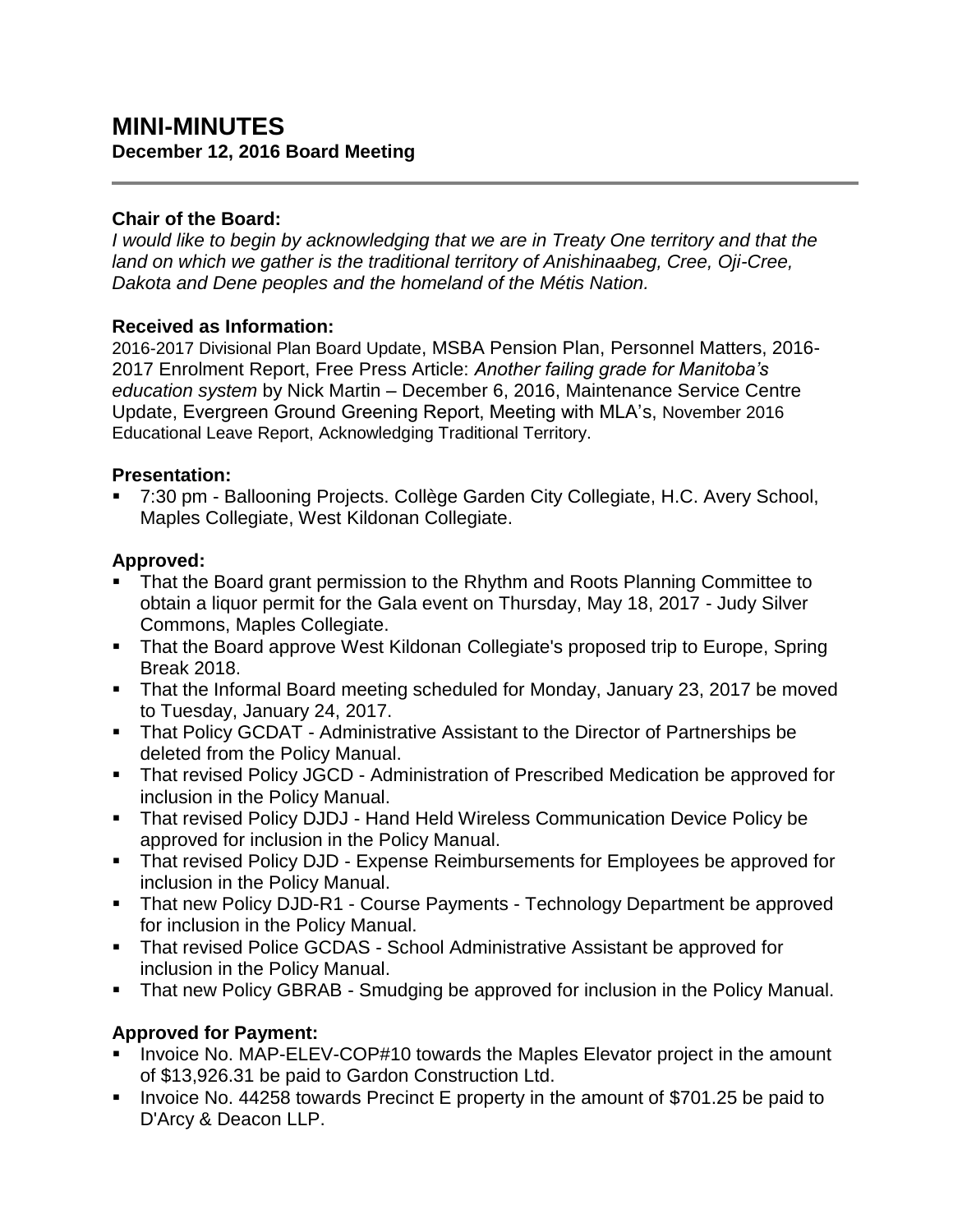# MINI-MINUTES

**December 12, 2016 Board Meeting**

---

**Chair of the Board:**

*I would like to begin by acknowledging that we are in Treaty One territory and that the land on which we gather is the traditional territory of Anishinaabeg, Cree, Oji-Cree, Dakota and Dene peoples and the homeland of the Métis Nation.*

**Received as Information:**

2016-2017 Divisional Plan Board Update, MSBA Pension Plan, Personnel Matters, 2016-2017 Enrolment Report, Free Press Article: *Another failing grade for Manitoba's education system* by Nick Martin – December 6, 2016, Maintenance Service Centre Update, Evergreen Ground Greening Report, Meeting with MLA's, November 2016 Educational Leave Report, Acknowledging Traditional Territory.

**Presentation:**

- 7:30 pm - Ballooning Projects. Collège Garden City Collegiate, H.C. Avery School, Maples Collegiate, West Kildonan Collegiate.

**Approved:**

- That the Board grant permission to the Rhythm and Roots Planning Committee to obtain a liquor permit for the Gala event on Thursday, May 18, 2017 - Judy Silver Commons, Maples Collegiate.
- That the Board approve West Kildonan Collegiate's proposed trip to Europe, Spring Break 2018.
- That the Informal Board meeting scheduled for Monday, January 23, 2017 be moved to Tuesday, January 24, 2017.
- That Policy GCDAT - Administrative Assistant to the Director of Partnerships be deleted from the Policy Manual.
- That revised Policy JGCD - Administration of Prescribed Medication be approved for inclusion in the Policy Manual.
- That revised Policy DJDJ - Hand Held Wireless Communication Device Policy be approved for inclusion in the Policy Manual.
- That revised Policy DJD - Expense Reimbursements for Employees be approved for inclusion in the Policy Manual.
- That new Policy DJD-R1 - Course Payments - Technology Department be approved for inclusion in the Policy Manual.
- That revised Police GCDAS - School Administrative Assistant be approved for inclusion in the Policy Manual.
- That new Policy GBRAB - Smudging be approved for inclusion in the Policy Manual.

**Approved for Payment:**

- Invoice No. MAP-ELEV-COP#10 towards the Maples Elevator project in the amount of $13,926.31 be paid to Gardon Construction Ltd.
- Invoice No. 44258 towards Precinct E property in the amount of $701.25 be paid to D'Arcy & Deacon LLP.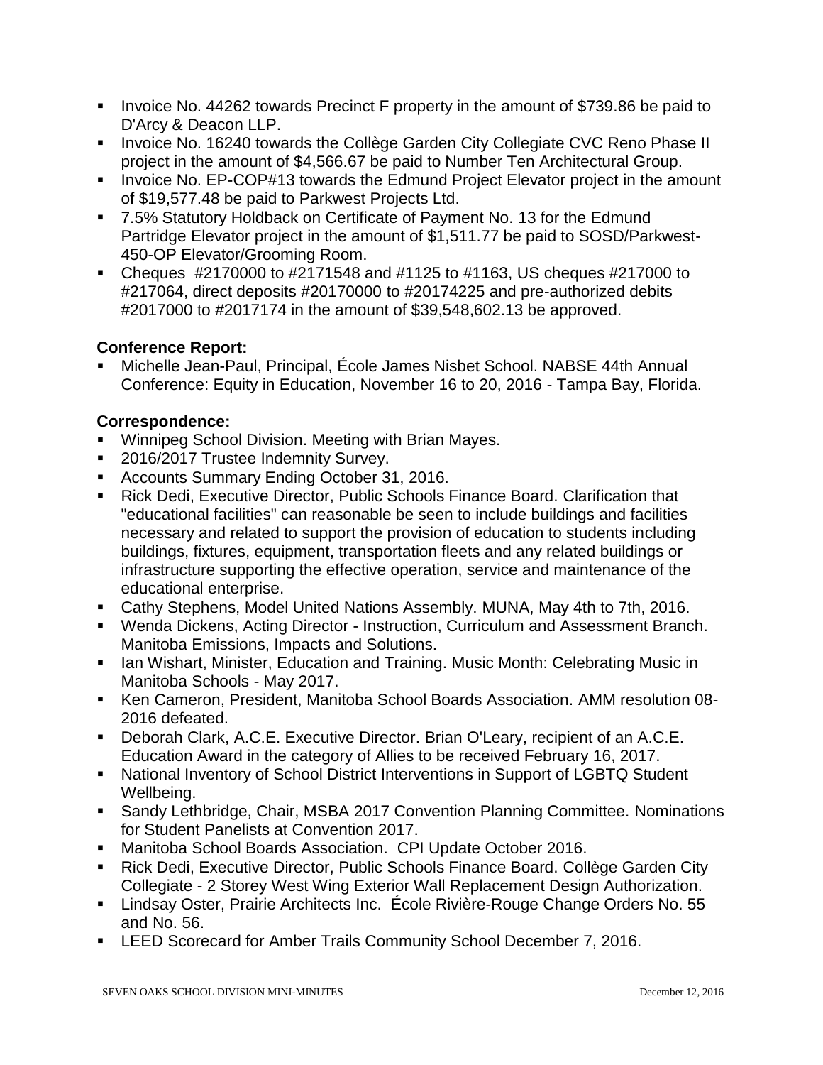- Invoice No. 44262 towards Precinct F property in the amount of $739.86 be paid to D'Arcy & Deacon LLP.
- Invoice No. 16240 towards the Collège Garden City Collegiate CVC Reno Phase II project in the amount of $4,566.67 be paid to Number Ten Architectural Group.
- Invoice No. EP-COP#13 towards the Edmund Project Elevator project in the amount of $19,577.48 be paid to Parkwest Projects Ltd.
- 7.5% Statutory Holdback on Certificate of Payment No. 13 for the Edmund Partridge Elevator project in the amount of $1,511.77 be paid to SOSD/Parkwest-450-OP Elevator/Grooming Room.
- Cheques #2170000 to #2171548 and #1125 to #1163, US cheques #217000 to #217064, direct deposits #20170000 to #20174225 and pre-authorized debits #2017000 to #2017174 in the amount of $39,548,602.13 be approved.

**Conference Report:**

- Michelle Jean-Paul, Principal, École James Nisbet School. NABSE 44th Annual Conference: Equity in Education, November 16 to 20, 2016 - Tampa Bay, Florida.

**Correspondence:**

- Winnipeg School Division. Meeting with Brian Mayes.
- 2016/2017 Trustee Indemnity Survey.
- Accounts Summary Ending October 31, 2016.
- Rick Dedi, Executive Director, Public Schools Finance Board. Clarification that "educational facilities" can reasonable be seen to include buildings and facilities necessary and related to support the provision of education to students including buildings, fixtures, equipment, transportation fleets and any related buildings or infrastructure supporting the effective operation, service and maintenance of the educational enterprise.
- Cathy Stephens, Model United Nations Assembly. MUNA, May 4th to 7th, 2016.
- Wenda Dickens, Acting Director - Instruction, Curriculum and Assessment Branch. Manitoba Emissions, Impacts and Solutions.
- Ian Wishart, Minister, Education and Training. Music Month: Celebrating Music in Manitoba Schools - May 2017.
- Ken Cameron, President, Manitoba School Boards Association. AMM resolution 08-2016 defeated.
- Deborah Clark, A.C.E. Executive Director. Brian O'Leary, recipient of an A.C.E. Education Award in the category of Allies to be received February 16, 2017.
- National Inventory of School District Interventions in Support of LGBTQ Student Wellbeing.
- Sandy Lethbridge, Chair, MSBA 2017 Convention Planning Committee. Nominations for Student Panelists at Convention 2017.
- Manitoba School Boards Association. CPI Update October 2016.
- Rick Dedi, Executive Director, Public Schools Finance Board. Collège Garden City Collegiate - 2 Storey West Wing Exterior Wall Replacement Design Authorization.
- Lindsay Oster, Prairie Architects Inc. École Rivière-Rouge Change Orders No. 55 and No. 56.
- LEED Scorecard for Amber Trails Community School December 7, 2016.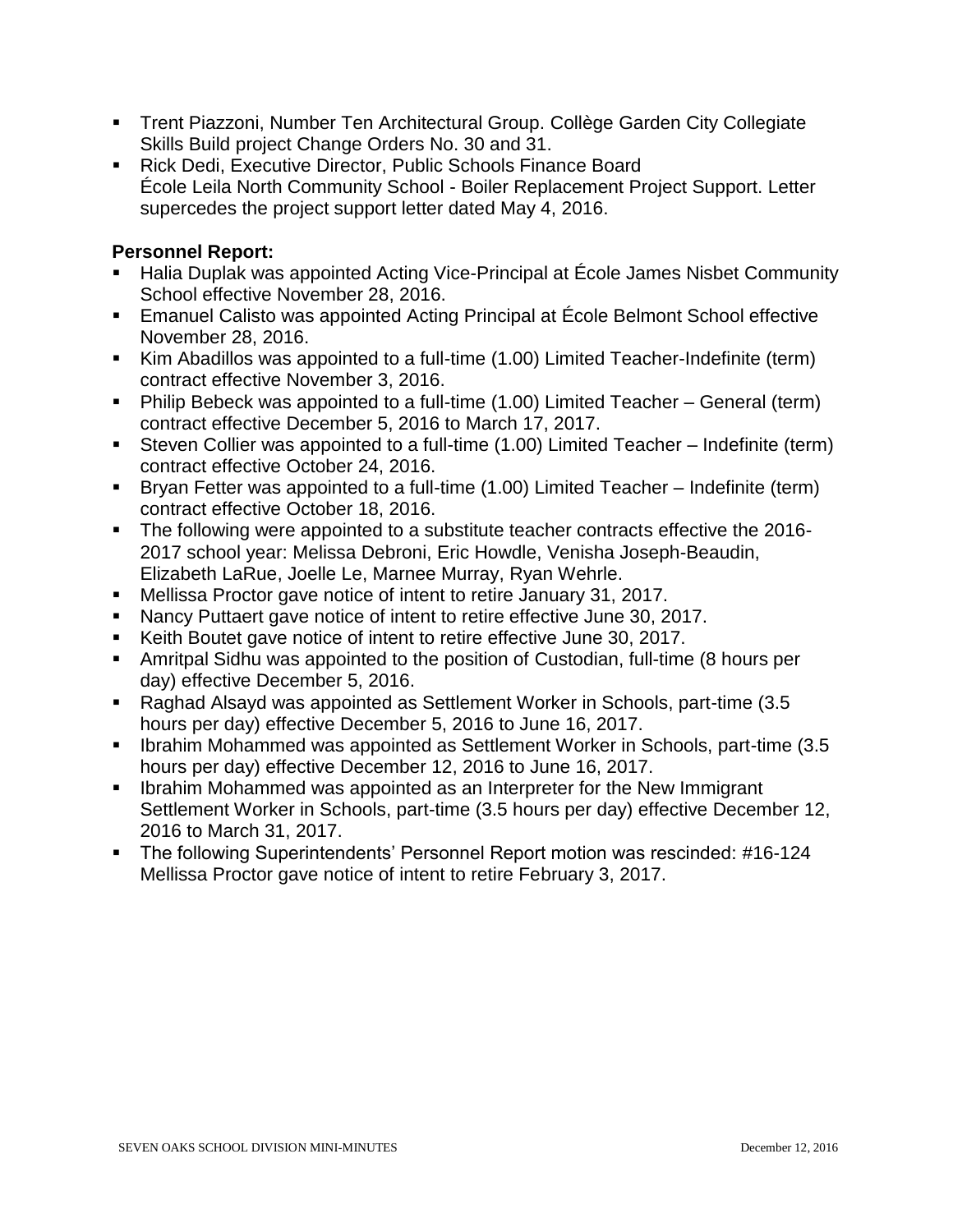- Trent Piazzoni, Number Ten Architectural Group. Collège Garden City Collegiate Skills Build project Change Orders No. 30 and 31.
- Rick Dedi, Executive Director, Public Schools Finance Board
  École Leila North Community School - Boiler Replacement Project Support. Letter supercedes the project support letter dated May 4, 2016.

**Personnel Report:**

- Halia Duplak was appointed Acting Vice-Principal at École James Nisbet Community School effective November 28, 2016.
- Emanuel Calisto was appointed Acting Principal at École Belmont School effective November 28, 2016.
- Kim Abadillos was appointed to a full-time (1.00) Limited Teacher-Indefinite (term) contract effective November 3, 2016.
- Philip Bebeck was appointed to a full-time (1.00) Limited Teacher – General (term) contract effective December 5, 2016 to March 17, 2017.
- Steven Collier was appointed to a full-time (1.00) Limited Teacher – Indefinite (term) contract effective October 24, 2016.
- Bryan Fetter was appointed to a full-time (1.00) Limited Teacher – Indefinite (term) contract effective October 18, 2016.
- The following were appointed to a substitute teacher contracts effective the 2016-2017 school year: Melissa Debroni, Eric Howdle, Venisha Joseph-Beaudin, Elizabeth LaRue, Joelle Le, Marnee Murray, Ryan Wehrle.
- Mellissa Proctor gave notice of intent to retire January 31, 2017.
- Nancy Puttaert gave notice of intent to retire effective June 30, 2017.
- Keith Boutet gave notice of intent to retire effective June 30, 2017.
- Amritpal Sidhu was appointed to the position of Custodian, full-time (8 hours per day) effective December 5, 2016.
- Raghad Alsayd was appointed as Settlement Worker in Schools, part-time (3.5 hours per day) effective December 5, 2016 to June 16, 2017.
- Ibrahim Mohammed was appointed as Settlement Worker in Schools, part-time (3.5 hours per day) effective December 12, 2016 to June 16, 2017.
- Ibrahim Mohammed was appointed as an Interpreter for the New Immigrant Settlement Worker in Schools, part-time (3.5 hours per day) effective December 12, 2016 to March 31, 2017.
- The following Superintendents' Personnel Report motion was rescinded: #16-124 Mellissa Proctor gave notice of intent to retire February 3, 2017.